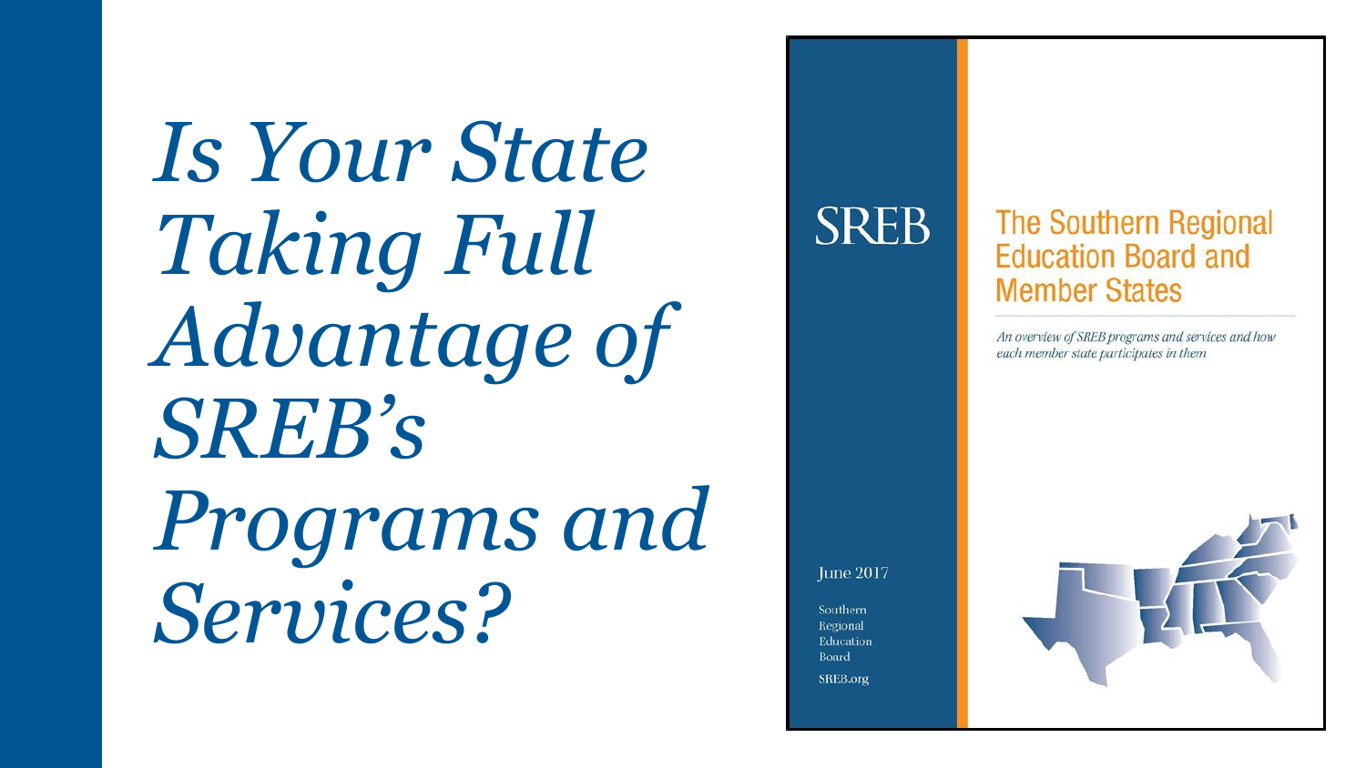# *Is Your State Taking Full Advantage of SREB's Programs and Services?*

SREB

## The Southern Regional Education Board and Member States

*An overview of SREB programs and services and how each member state participates in them*

June 2017

Southern Regional Education Board

SREB.org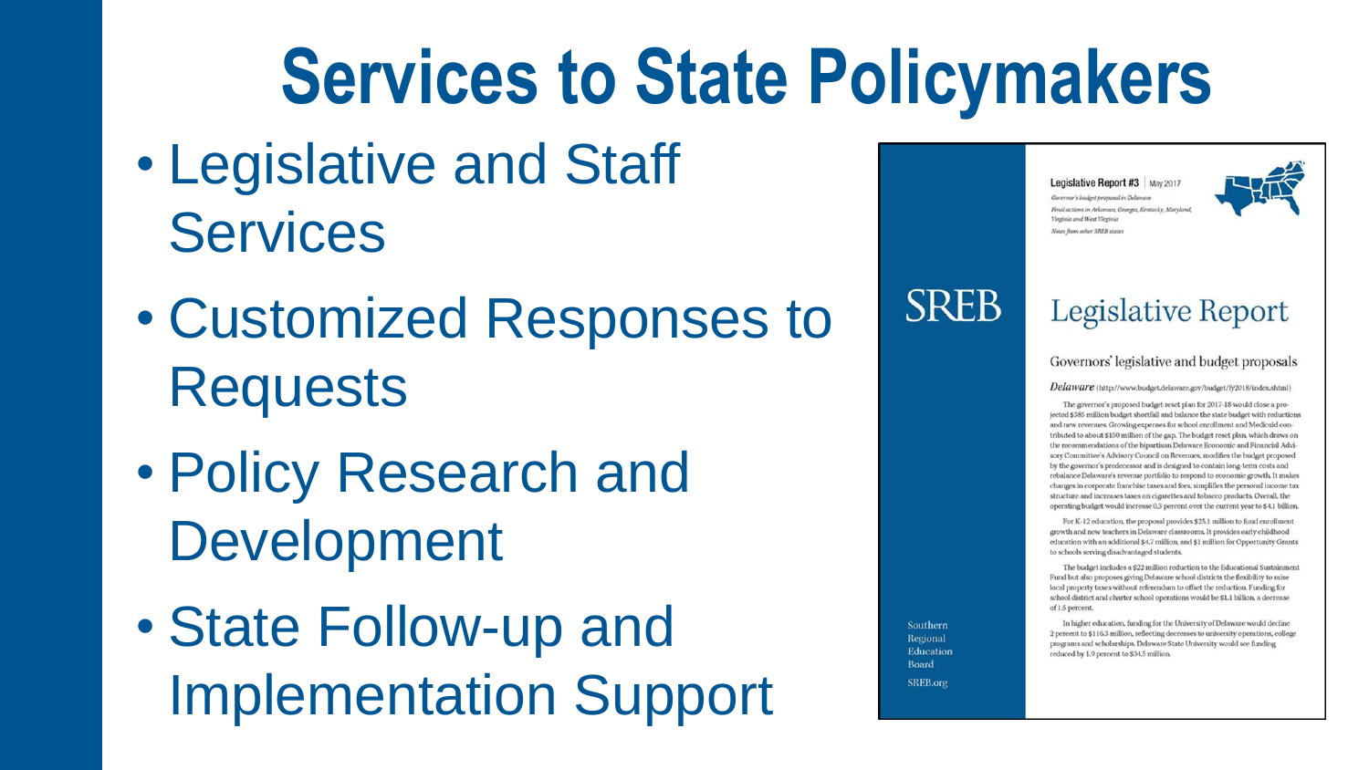# Services to State Policymakers

- Legislative and Staff Services
- Customized Responses to Requests
- Policy Research and Development
- State Follow-up and Implementation Support

Legislative Report #3 | May 2017

*Governor's budget proposal in Delaware*

*Final actions in Arkansas, Georgia, Kentucky, Maryland, Virginia and West Virginia*

*Notes from other SREB states*

SREB

## Legislative Report

### Governors' legislative and budget proposals

***Delaware*** (http://www.budget.delaware.gov/budget/fy2018/index.shtml)

The governor's proposed budget reset plan for 2017-18 would close a projected $385 million budget shortfall and balance the state budget with reductions and new revenues. Growing expenses for school enrollment and Medicaid contributed to about $150 million of the gap. The budget reset plan, which draws on the recommendations of the bipartisan Delaware Economic and Financial Advisory Committee's Advisory Council on Revenues, modifies the budget proposed by the governor's predecessor and is designed to contain long-term costs and rebalance Delaware's revenue portfolio to respond to economic growth. It makes changes in corporate franchise taxes and fees, simplifies the personal income tax structure and increases taxes on cigarettes and tobacco products. Overall, the operating budget would increase 0.3 percent over the current year to $4.1 billion.

For K-12 education, the proposal provides $25.1 million to fund enrollment growth and new teachers in Delaware classrooms. It provides early childhood education with an additional $4.7 million, and $1 million for Opportunity Grants to schools serving disadvantaged students.

The budget includes a $22 million reduction to the Educational Sustainment Fund but also proposes giving Delaware school districts the flexibility to raise local property taxes without referendum to offset the reduction. Funding for school district and charter school operations would be $1.1 billion, a decrease of 1.5 percent.

In higher education, funding for the University of Delaware would decline 2 percent to $116.3 million, reflecting decreases to university operations, college programs and scholarships. Delaware State University would see funding reduced by 1.9 percent to $34.5 million.

Southern Regional Education Board

SREB.org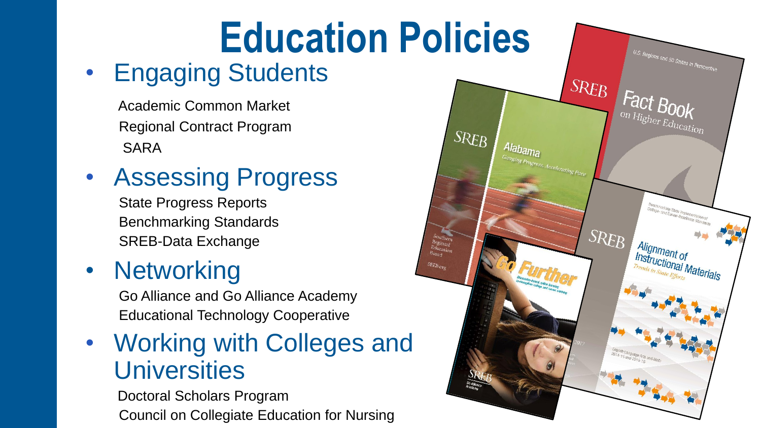# Education Policies

- Engaging Students
  - Academic Common Market
  - Regional Contract Program
  - SARA
- Assessing Progress
  - State Progress Reports
  - Benchmarking Standards
  - SREB-Data Exchange
- Networking
  - Go Alliance and Go Alliance Academy
  - Educational Technology Cooperative
- Working with Colleges and Universities
  - Doctoral Scholars Program
  - Council on Collegiate Education for Nursing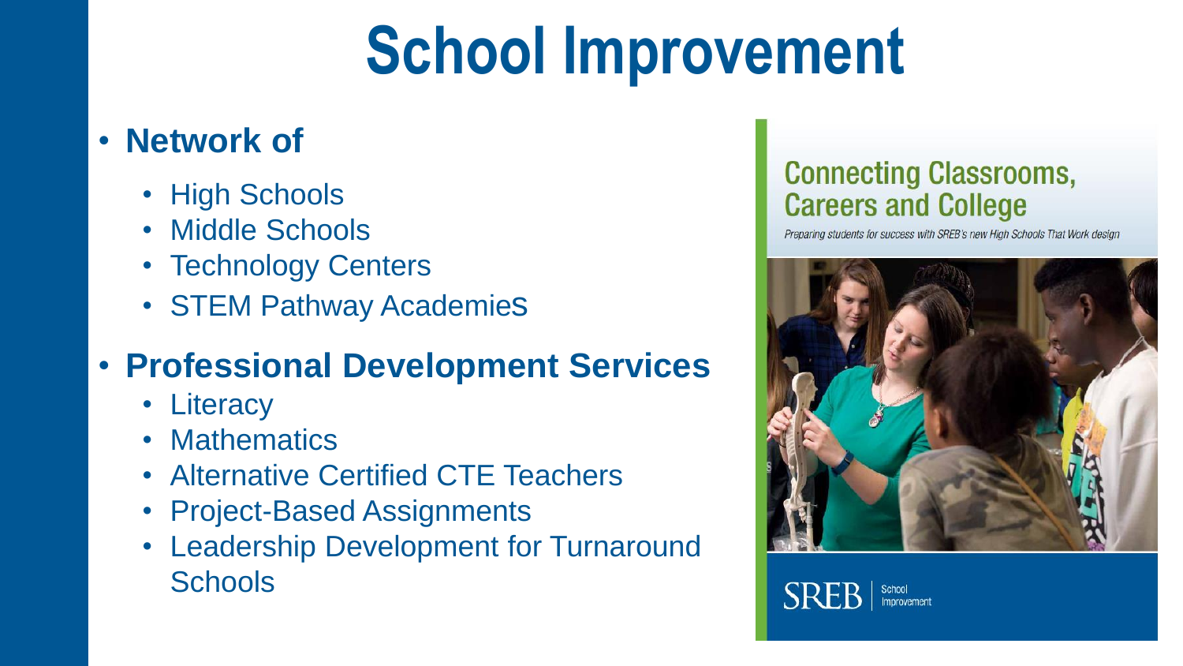# School Improvement

- **Network of**
  - High Schools
  - Middle Schools
  - Technology Centers
  - STEM Pathway Academies
- **Professional Development Services**
  - Literacy
  - Mathematics
  - Alternative Certified CTE Teachers
  - Project-Based Assignments
  - Leadership Development for Turnaround Schools

**Connecting Classrooms, Careers and College**

*Preparing students for success with SREB's new High Schools That Work design*

SREB | School Improvement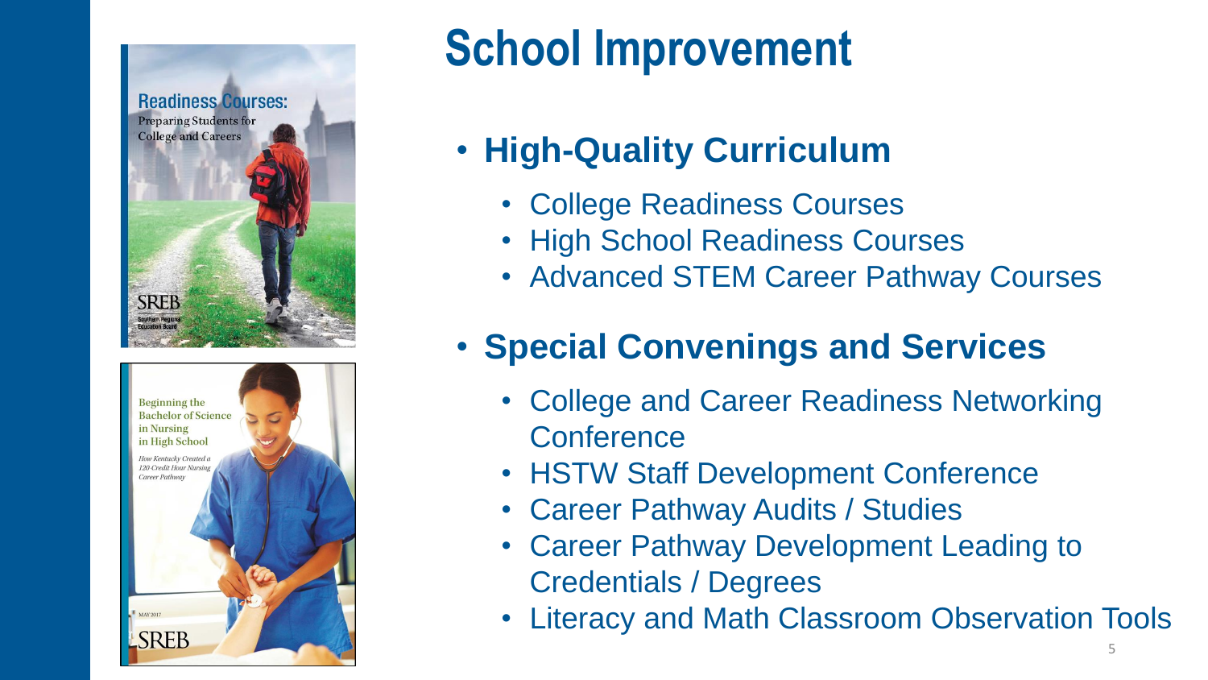# School Improvement

- **High-Quality Curriculum**
  - College Readiness Courses
  - High School Readiness Courses
  - Advanced STEM Career Pathway Courses
- **Special Convenings and Services**
  - College and Career Readiness Networking Conference
  - HSTW Staff Development Conference
  - Career Pathway Audits / Studies
  - Career Pathway Development Leading to Credentials / Degrees
  - Literacy and Math Classroom Observation Tools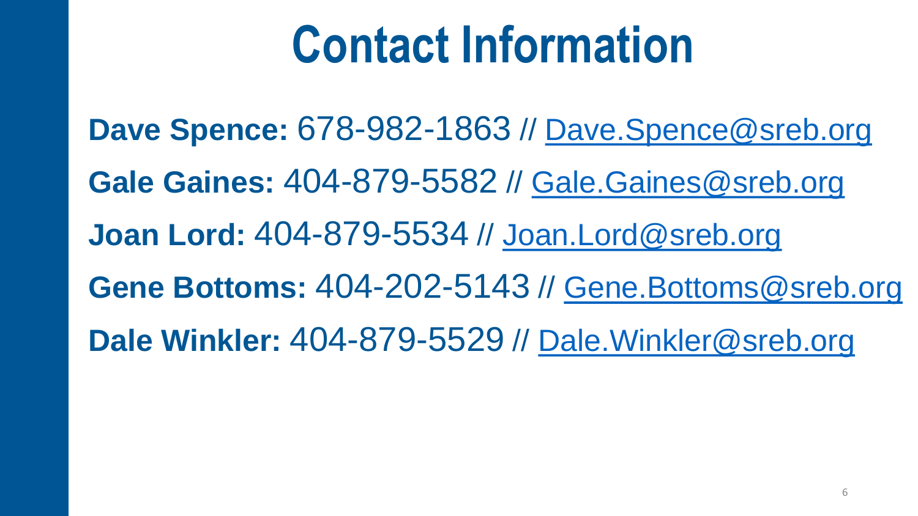# Contact Information

**Dave Spence:** 678-982-1863 // Dave.Spence@sreb.org

**Gale Gaines:** 404-879-5582 // Gale.Gaines@sreb.org

**Joan Lord:** 404-879-5534 // Joan.Lord@sreb.org

**Gene Bottoms:** 404-202-5143 // Gene.Bottoms@sreb.org

**Dale Winkler:** 404-879-5529 // Dale.Winkler@sreb.org